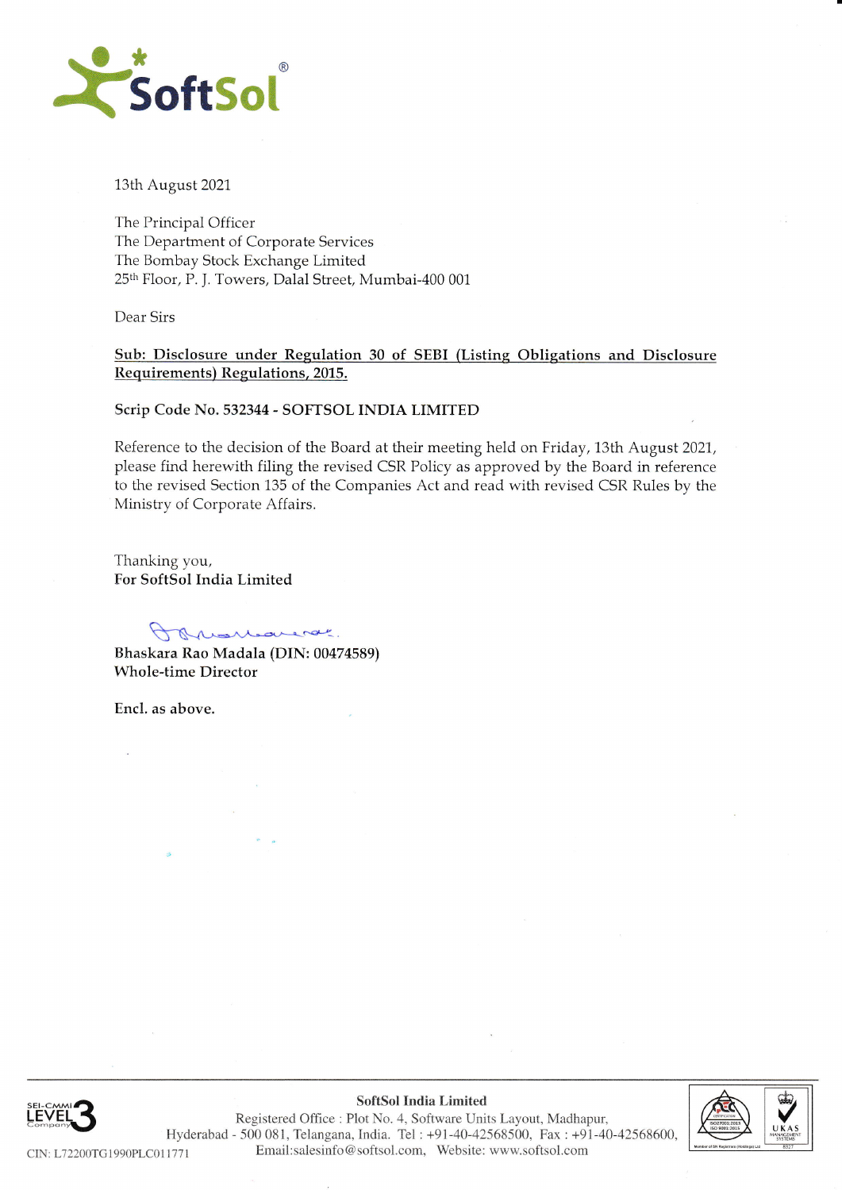SoftSol®

13th August 2021

The Principal Officer
The Department of Corporate Services
The Bombay Stock Exchange Limited
25th Floor, P. J. Towers, Dalal Street, Mumbai-400 001

Dear Sirs

**Sub: Disclosure under Regulation 30 of SEBI (Listing Obligations and Disclosure Requirements) Regulations, 2015.**

**Scrip Code No. 532344 - SOFTSOL INDIA LIMITED**

Reference to the decision of the Board at their meeting held on Friday, 13th August 2021, please find herewith filing the revised CSR Policy as approved by the Board in reference to the revised Section 135 of the Companies Act and read with revised CSR Rules by the Ministry of Corporate Affairs.

Thanking you,
**For SoftSol India Limited**

**Bhaskara Rao Madala (DIN: 00474589)**
**Whole-time Director**

**Encl. as above.**

**SoftSol India Limited**
Registered Office : Plot No. 4, Software Units Layout, Madhapur,
Hyderabad - 500 081, Telangana, India. Tel : +91-40-42568500, Fax : +91-40-42568600,
Email:salesinfo@softsol.com, Website: www.softsol.com

CIN: L72200TG1990PLC011771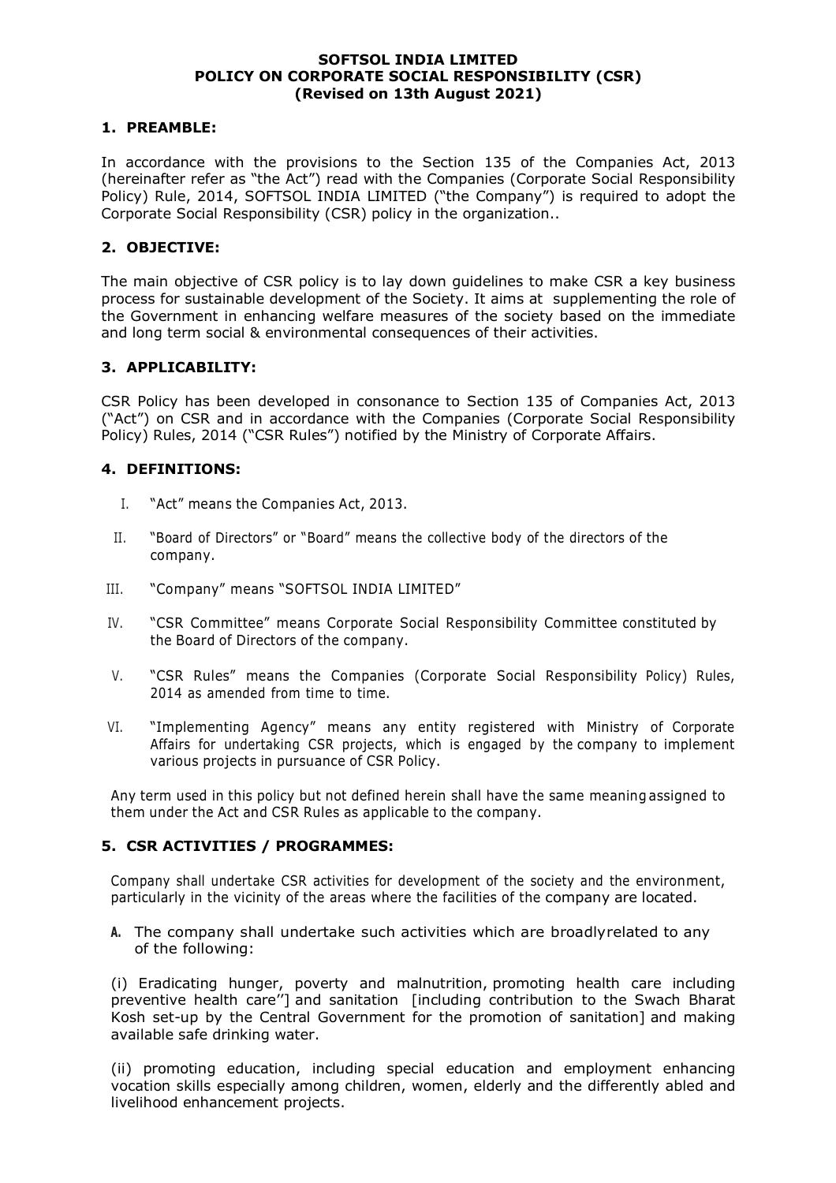**SOFTSOL INDIA LIMITED**
**POLICY ON CORPORATE SOCIAL RESPONSIBILITY (CSR)**
**(Revised on 13th August 2021)**

## 1. PREAMBLE:

In accordance with the provisions to the Section 135 of the Companies Act, 2013 (hereinafter refer as "the Act") read with the Companies (Corporate Social Responsibility Policy) Rule, 2014, SOFTSOL INDIA LIMITED ("the Company") is required to adopt the Corporate Social Responsibility (CSR) policy in the organization..

## 2. OBJECTIVE:

The main objective of CSR policy is to lay down guidelines to make CSR a key business process for sustainable development of the Society. It aims at supplementing the role of the Government in enhancing welfare measures of the society based on the immediate and long term social & environmental consequences of their activities.

## 3. APPLICABILITY:

CSR Policy has been developed in consonance to Section 135 of Companies Act, 2013 ("Act") on CSR and in accordance with the Companies (Corporate Social Responsibility Policy) Rules, 2014 ("CSR Rules") notified by the Ministry of Corporate Affairs.

## 4. DEFINITIONS:

I. "Act" means the Companies Act, 2013.

II. "Board of Directors" or "Board" means the collective body of the directors of the company.

III. "Company" means "SOFTSOL INDIA LIMITED"

IV. "CSR Committee" means Corporate Social Responsibility Committee constituted by the Board of Directors of the company.

V. "CSR Rules" means the Companies (Corporate Social Responsibility Policy) Rules, 2014 as amended from time to time.

VI. "Implementing Agency" means any entity registered with Ministry of Corporate Affairs for undertaking CSR projects, which is engaged by the company to implement various projects in pursuance of CSR Policy.

Any term used in this policy but not defined herein shall have the same meaning assigned to them under the Act and CSR Rules as applicable to the company.

## 5. CSR ACTIVITIES / PROGRAMMES:

Company shall undertake CSR activities for development of the society and the environment, particularly in the vicinity of the areas where the facilities of the company are located.

**A.** The company shall undertake such activities which are broadlyrelated to any of the following:

(i) Eradicating hunger, poverty and malnutrition, promoting health care including preventive health care''] and sanitation [including contribution to the Swach Bharat Kosh set-up by the Central Government for the promotion of sanitation] and making available safe drinking water.

(ii) promoting education, including special education and employment enhancing vocation skills especially among children, women, elderly and the differently abled and livelihood enhancement projects.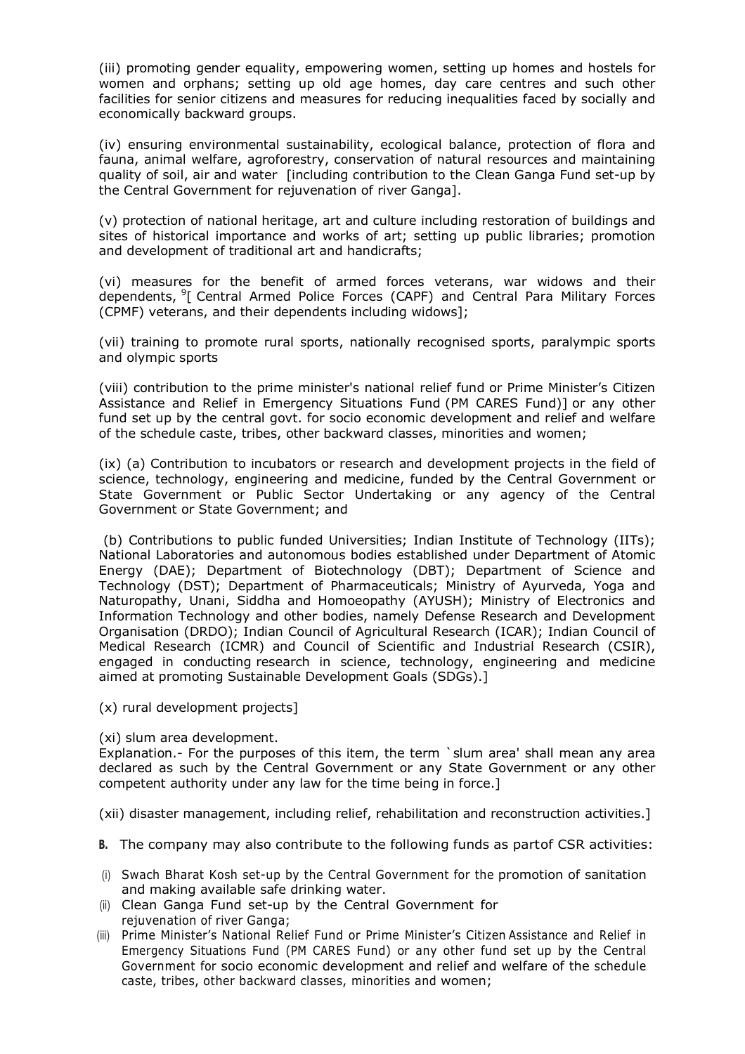(iii) promoting gender equality, empowering women, setting up homes and hostels for women and orphans; setting up old age homes, day care centres and such other facilities for senior citizens and measures for reducing inequalities faced by socially and economically backward groups.

(iv) ensuring environmental sustainability, ecological balance, protection of flora and fauna, animal welfare, agroforestry, conservation of natural resources and maintaining quality of soil, air and water [including contribution to the Clean Ganga Fund set-up by the Central Government for rejuvenation of river Ganga].

(v) protection of national heritage, art and culture including restoration of buildings and sites of historical importance and works of art; setting up public libraries; promotion and development of traditional art and handicrafts;

(vi) measures for the benefit of armed forces veterans, war widows and their dependents, [9][ Central Armed Police Forces (CAPF) and Central Para Military Forces (CPMF) veterans, and their dependents including widows];

(vii) training to promote rural sports, nationally recognised sports, paralympic sports and olympic sports

(viii) contribution to the prime minister's national relief fund or Prime Minister's Citizen Assistance and Relief in Emergency Situations Fund (PM CARES Fund)] or any other fund set up by the central govt. for socio economic development and relief and welfare of the schedule caste, tribes, other backward classes, minorities and women;

(ix) (a) Contribution to incubators or research and development projects in the field of science, technology, engineering and medicine, funded by the Central Government or State Government or Public Sector Undertaking or any agency of the Central Government or State Government; and

(b) Contributions to public funded Universities; Indian Institute of Technology (IITs); National Laboratories and autonomous bodies established under Department of Atomic Energy (DAE); Department of Biotechnology (DBT); Department of Science and Technology (DST); Department of Pharmaceuticals; Ministry of Ayurveda, Yoga and Naturopathy, Unani, Siddha and Homoeopathy (AYUSH); Ministry of Electronics and Information Technology and other bodies, namely Defense Research and Development Organisation (DRDO); Indian Council of Agricultural Research (ICAR); Indian Council of Medical Research (ICMR) and Council of Scientific and Industrial Research (CSIR), engaged in conducting research in science, technology, engineering and medicine aimed at promoting Sustainable Development Goals (SDGs).]

(x) rural development projects]

(xi) slum area development.
Explanation.- For the purposes of this item, the term `slum area' shall mean any area declared as such by the Central Government or any State Government or any other competent authority under any law for the time being in force.]

(xii) disaster management, including relief, rehabilitation and reconstruction activities.]

**B.** The company may also contribute to the following funds as partof CSR activities:

(i) Swach Bharat Kosh set-up by the Central Government for the promotion of sanitation and making available safe drinking water.
(ii) Clean Ganga Fund set-up by the Central Government for rejuvenation of river Ganga;
(iii) Prime Minister's National Relief Fund or Prime Minister's Citizen Assistance and Relief in Emergency Situations Fund (PM CARES Fund) or any other fund set up by the Central Government for socio economic development and relief and welfare of the schedule caste, tribes, other backward classes, minorities and women;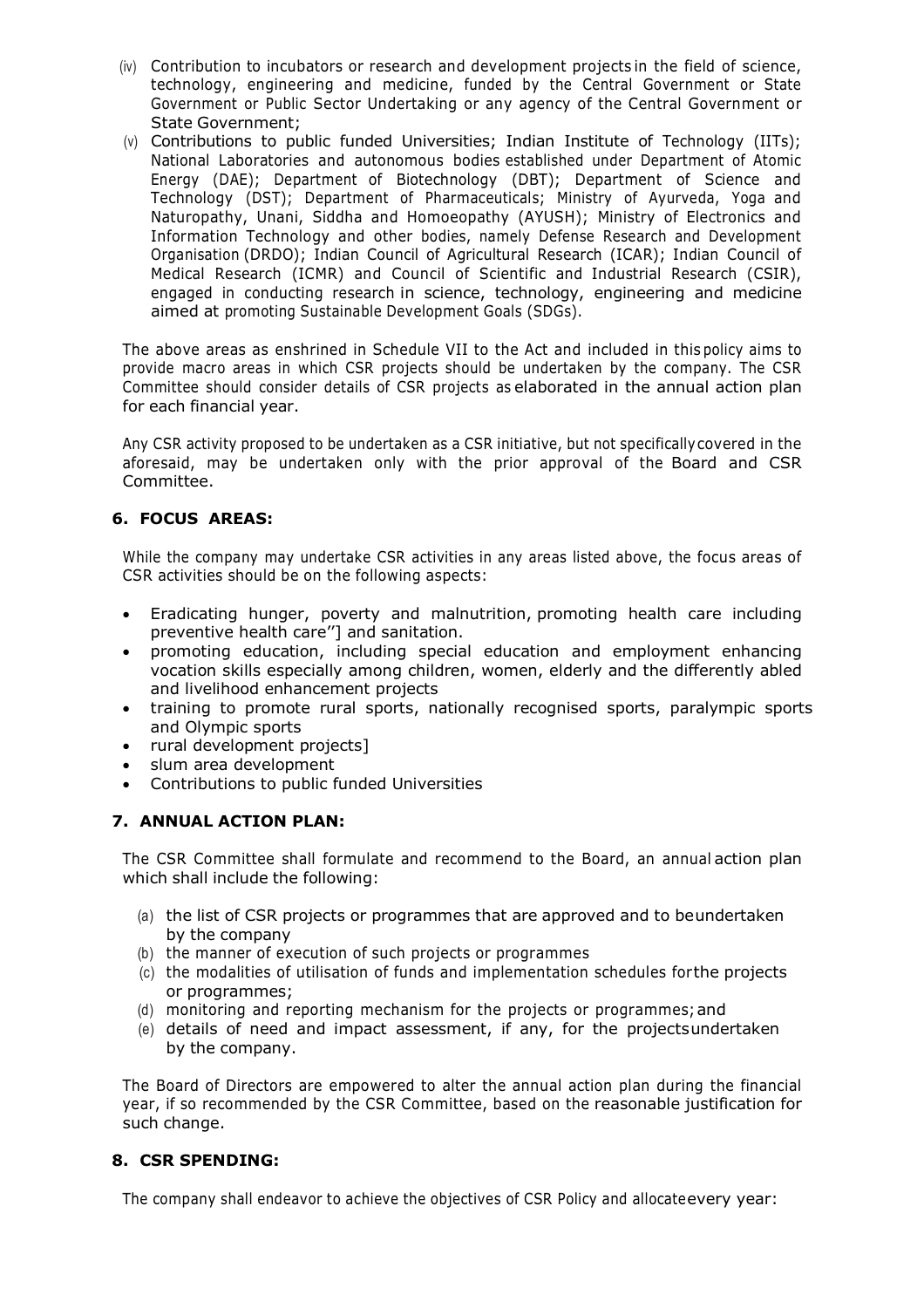(iv) Contribution to incubators or research and development projects in the field of science, technology, engineering and medicine, funded by the Central Government or State Government or Public Sector Undertaking or any agency of the Central Government or State Government;

(v) Contributions to public funded Universities; Indian Institute of Technology (IITs); National Laboratories and autonomous bodies established under Department of Atomic Energy (DAE); Department of Biotechnology (DBT); Department of Science and Technology (DST); Department of Pharmaceuticals; Ministry of Ayurveda, Yoga and Naturopathy, Unani, Siddha and Homoeopathy (AYUSH); Ministry of Electronics and Information Technology and other bodies, namely Defense Research and Development Organisation (DRDO); Indian Council of Agricultural Research (ICAR); Indian Council of Medical Research (ICMR) and Council of Scientific and Industrial Research (CSIR), engaged in conducting research in science, technology, engineering and medicine aimed at promoting Sustainable Development Goals (SDGs).

The above areas as enshrined in Schedule VII to the Act and included in this policy aims to provide macro areas in which CSR projects should be undertaken by the company. The CSR Committee should consider details of CSR projects as elaborated in the annual action plan for each financial year.

Any CSR activity proposed to be undertaken as a CSR initiative, but not specifically covered in the aforesaid, may be undertaken only with the prior approval of the Board and CSR Committee.

## 6. FOCUS AREAS:

While the company may undertake CSR activities in any areas listed above, the focus areas of CSR activities should be on the following aspects:

- Eradicating hunger, poverty and malnutrition, promoting health care including preventive health care''] and sanitation.
- promoting education, including special education and employment enhancing vocation skills especially among children, women, elderly and the differently abled and livelihood enhancement projects
- training to promote rural sports, nationally recognised sports, paralympic sports and Olympic sports
- rural development projects]
- slum area development
- Contributions to public funded Universities

## 7. ANNUAL ACTION PLAN:

The CSR Committee shall formulate and recommend to the Board, an annual action plan which shall include the following:

(a) the list of CSR projects or programmes that are approved and to be undertaken by the company

(b) the manner of execution of such projects or programmes

(c) the modalities of utilisation of funds and implementation schedules for the projects or programmes;

(d) monitoring and reporting mechanism for the projects or programmes; and

(e) details of need and impact assessment, if any, for the projects undertaken by the company.

The Board of Directors are empowered to alter the annual action plan during the financial year, if so recommended by the CSR Committee, based on the reasonable justification for such change.

## 8. CSR SPENDING:

The company shall endeavor to achieve the objectives of CSR Policy and allocate every year: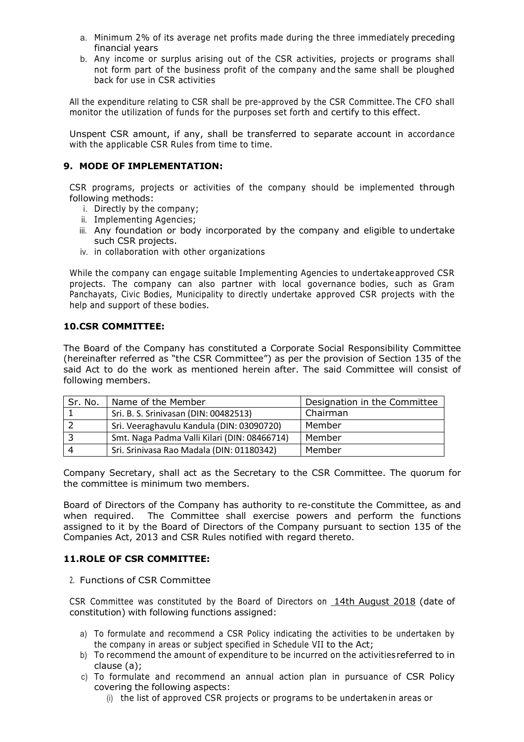a. Minimum 2% of its average net profits made during the three immediately preceding financial years
b. Any income or surplus arising out of the CSR activities, projects or programs shall not form part of the business profit of the company and the same shall be ploughed back for use in CSR activities

All the expenditure relating to CSR shall be pre-approved by the CSR Committee. The CFO shall monitor the utilization of funds for the purposes set forth and certify to this effect.

Unspent CSR amount, if any, shall be transferred to separate account in accordance with the applicable CSR Rules from time to time.

## 9. MODE OF IMPLEMENTATION:

CSR programs, projects or activities of the company should be implemented through following methods:

i. Directly by the company;
ii. Implementing Agencies;
iii. Any foundation or body incorporated by the company and eligible to undertake such CSR projects.
iv. in collaboration with other organizations

While the company can engage suitable Implementing Agencies to undertake approved CSR projects. The company can also partner with local governance bodies, such as Gram Panchayats, Civic Bodies, Municipality to directly undertake approved CSR projects with the help and support of these bodies.

## 10. CSR COMMITTEE:

The Board of the Company has constituted a Corporate Social Responsibility Committee (hereinafter referred as "the CSR Committee") as per the provision of Section 135 of the said Act to do the work as mentioned herein after. The said Committee will consist of following members.

| Sr. No. | Name of the Member | Designation in the Committee |
|---|---|---|
| 1 | Sri. B. S. Srinivasan (DIN: 00482513) | Chairman |
| 2 | Sri. Veeraghavulu Kandula (DIN: 03090720) | Member |
| 3 | Smt. Naga Padma Valli Kilari (DIN: 08466714) | Member |
| 4 | Sri. Srinivasa Rao Madala (DIN: 01180342) | Member |

Company Secretary, shall act as the Secretary to the CSR Committee. The quorum for the committee is minimum two members.

Board of Directors of the Company has authority to re-constitute the Committee, as and when required. The Committee shall exercise powers and perform the functions assigned to it by the Board of Directors of the Company pursuant to section 135 of the Companies Act, 2013 and CSR Rules notified with regard thereto.

## 11. ROLE OF CSR COMMITTEE:

2. Functions of CSR Committee

CSR Committee was constituted by the Board of Directors on 14th August 2018 (date of constitution) with following functions assigned:

a) To formulate and recommend a CSR Policy indicating the activities to be undertaken by the company in areas or subject specified in Schedule VII to the Act;
b) To recommend the amount of expenditure to be incurred on the activities referred to in clause (a);
c) To formulate and recommend an annual action plan in pursuance of CSR Policy covering the following aspects:
    (i) the list of approved CSR projects or programs to be undertaken in areas or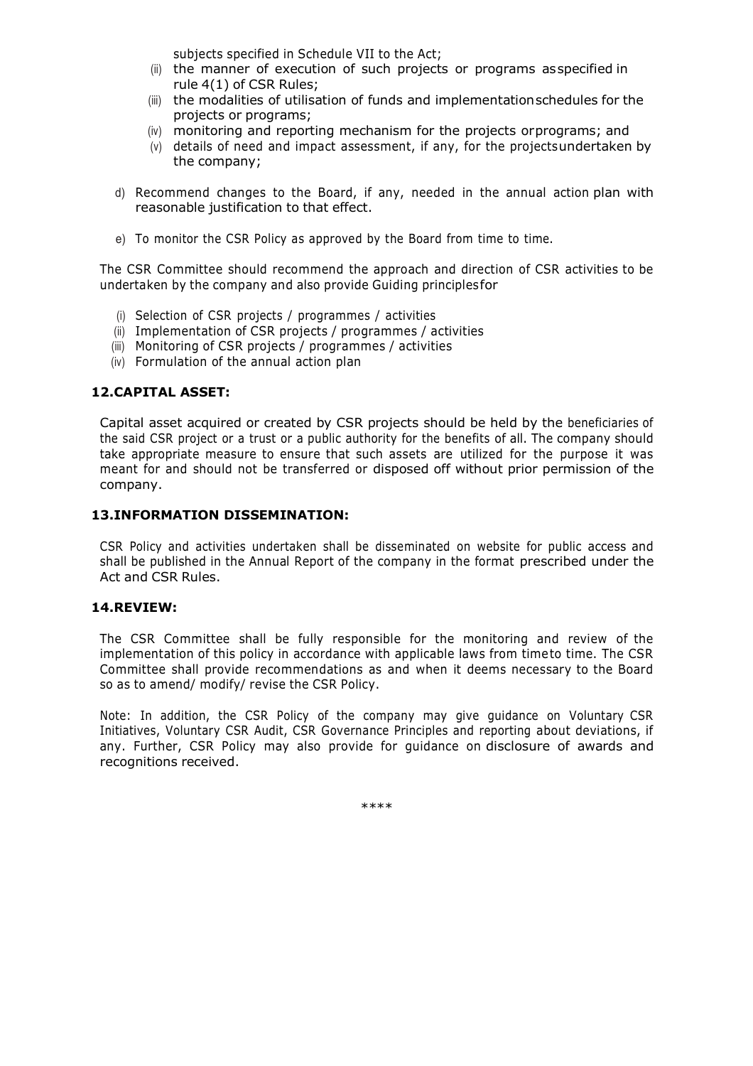subjects specified in Schedule VII to the Act;

(ii) the manner of execution of such projects or programs asspecified in rule 4(1) of CSR Rules;
(iii) the modalities of utilisation of funds and implementationschedules for the projects or programs;
(iv) monitoring and reporting mechanism for the projects orprograms; and
(v) details of need and impact assessment, if any, for the projectsundertaken by the company;

d) Recommend changes to the Board, if any, needed in the annual action plan with reasonable justification to that effect.

e) To monitor the CSR Policy as approved by the Board from time to time.

The CSR Committee should recommend the approach and direction of CSR activities to be undertaken by the company and also provide Guiding principlesfor

(i) Selection of CSR projects / programmes / activities
(ii) Implementation of CSR projects / programmes / activities
(iii) Monitoring of CSR projects / programmes / activities
(iv) Formulation of the annual action plan

### 12.CAPITAL ASSET:

Capital asset acquired or created by CSR projects should be held by the beneficiaries of the said CSR project or a trust or a public authority for the benefits of all. The company should take appropriate measure to ensure that such assets are utilized for the purpose it was meant for and should not be transferred or disposed off without prior permission of the company.

### 13.INFORMATION DISSEMINATION:

CSR Policy and activities undertaken shall be disseminated on website for public access and shall be published in the Annual Report of the company in the format prescribed under the Act and CSR Rules.

### 14.REVIEW:

The CSR Committee shall be fully responsible for the monitoring and review of the implementation of this policy in accordance with applicable laws from timeto time. The CSR Committee shall provide recommendations as and when it deems necessary to the Board so as to amend/ modify/ revise the CSR Policy.

Note: In addition, the CSR Policy of the company may give guidance on Voluntary CSR Initiatives, Voluntary CSR Audit, CSR Governance Principles and reporting about deviations, if any. Further, CSR Policy may also provide for guidance on disclosure of awards and recognitions received.

****